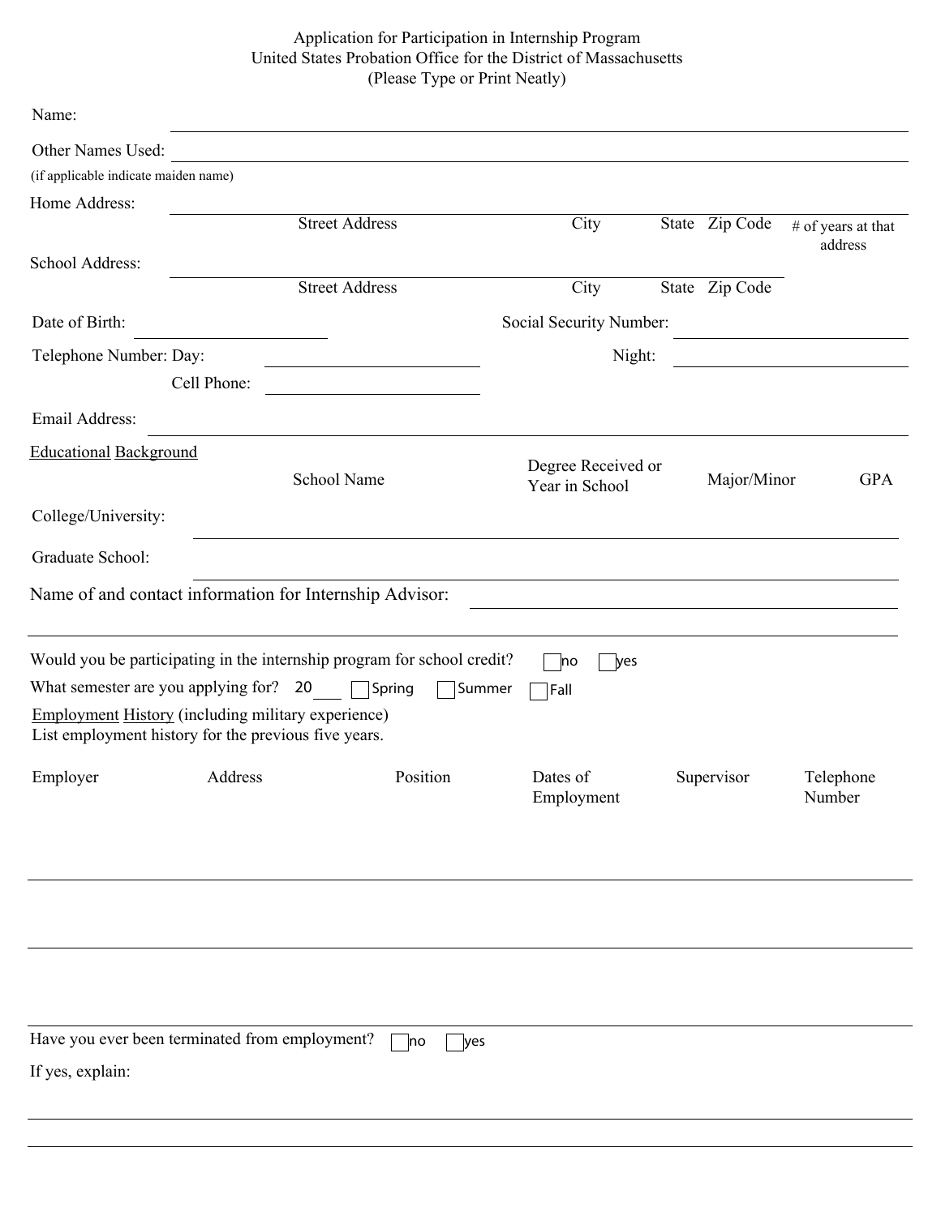# Application for Participation in Internship Program
## United States Probation Office for the District of Massachusetts
(Please Type or Print Neatly)

Name: ______________________________________________

Other Names Used: ______________________________________________
(if applicable indicate maiden name)

Home Address: ______________________________________________

Street Address | City | State | Zip Code | # of years at that address

School Address: ______________________________________________

Street Address | City | State | Zip Code

Date of Birth: ____________________ Social Security Number: ____________________

Telephone Number: Day: ____________________ Night: ____________________

Cell Phone: ____________________

Email Address: ______________________________________________

**Educational Background**

| | School Name | Degree Received or Year in School | Major/Minor | GPA |
|---|---|---|---|---|
| College/University: | | | | |
| Graduate School: | | | | |

Name of and contact information for Internship Advisor: ______________________________________________

______________________________________________

Would you be participating in the internship program for school credit? ☐ no ☐ yes

What semester are you applying for? 20___ ☐ Spring ☐ Summer ☐ Fall

**Employment History** (including military experience)
List employment history for the previous five years.

| Employer | Address | Position | Dates of Employment | Supervisor | Telephone Number |
|---|---|---|---|---|---|
| | | | | | |
| | | | | | |
| | | | | | |

Have you ever been terminated from employment? ☐ no ☐ yes

If yes, explain:

______________________________________________

______________________________________________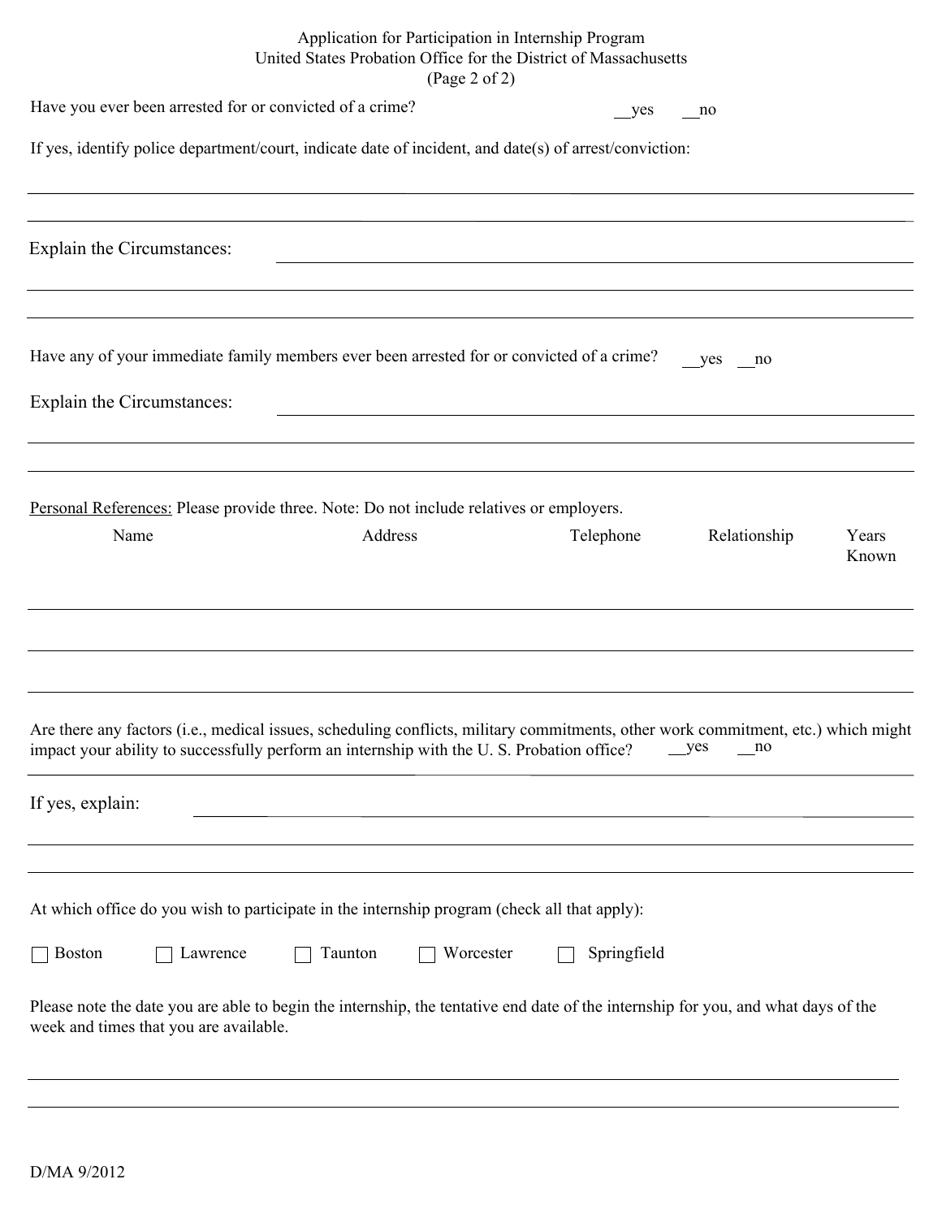Application for Participation in Internship Program
United States Probation Office for the District of Massachusetts
(Page 2 of 2)

Have you ever been arrested for or convicted of a crime? __yes __no

If yes, identify police department/court, indicate date of incident, and date(s) of arrest/conviction:

\_\_\_\_\_\_\_\_\_\_\_\_\_\_\_\_\_\_\_\_\_\_\_\_\_\_\_\_\_\_\_\_\_\_\_\_\_\_\_\_\_\_\_\_\_\_\_\_\_\_\_\_\_\_\_\_\_\_\_\_\_\_\_\_\_\_\_\_\_\_\_\_\_\_\_\_

\_\_\_\_\_\_\_\_\_\_\_\_\_\_\_\_\_\_\_\_\_\_\_\_\_\_\_\_\_\_\_\_\_\_\_\_\_\_\_\_\_\_\_\_\_\_\_\_\_\_\_\_\_\_\_\_\_\_\_\_\_\_\_\_\_\_\_\_\_\_\_\_\_\_\_\_

Explain the Circumstances: \_\_\_\_\_\_\_\_\_\_\_\_\_\_\_\_\_\_\_\_\_\_\_\_\_\_\_\_\_\_\_\_\_\_\_\_\_\_\_\_\_\_\_\_\_\_\_\_\_\_\_\_

\_\_\_\_\_\_\_\_\_\_\_\_\_\_\_\_\_\_\_\_\_\_\_\_\_\_\_\_\_\_\_\_\_\_\_\_\_\_\_\_\_\_\_\_\_\_\_\_\_\_\_\_\_\_\_\_\_\_\_\_\_\_\_\_\_\_\_\_\_\_\_\_\_\_\_\_

\_\_\_\_\_\_\_\_\_\_\_\_\_\_\_\_\_\_\_\_\_\_\_\_\_\_\_\_\_\_\_\_\_\_\_\_\_\_\_\_\_\_\_\_\_\_\_\_\_\_\_\_\_\_\_\_\_\_\_\_\_\_\_\_\_\_\_\_\_\_\_\_\_\_\_\_

Have any of your immediate family members ever been arrested for or convicted of a crime? __yes __no

Explain the Circumstances: \_\_\_\_\_\_\_\_\_\_\_\_\_\_\_\_\_\_\_\_\_\_\_\_\_\_\_\_\_\_\_\_\_\_\_\_\_\_\_\_\_\_\_\_\_\_\_\_\_\_\_\_

\_\_\_\_\_\_\_\_\_\_\_\_\_\_\_\_\_\_\_\_\_\_\_\_\_\_\_\_\_\_\_\_\_\_\_\_\_\_\_\_\_\_\_\_\_\_\_\_\_\_\_\_\_\_\_\_\_\_\_\_\_\_\_\_\_\_\_\_\_\_\_\_\_\_\_\_

\_\_\_\_\_\_\_\_\_\_\_\_\_\_\_\_\_\_\_\_\_\_\_\_\_\_\_\_\_\_\_\_\_\_\_\_\_\_\_\_\_\_\_\_\_\_\_\_\_\_\_\_\_\_\_\_\_\_\_\_\_\_\_\_\_\_\_\_\_\_\_\_\_\_\_\_

Personal References: Please provide three. Note: Do not include relatives or employers.

| Name | Address | Telephone | Relationship | Years Known |
|---|---|---|---|---|
| | | | | |
| | | | | |
| | | | | |

Are there any factors (i.e., medical issues, scheduling conflicts, military commitments, other work commitment, etc.) which might impact your ability to successfully perform an internship with the U. S. Probation office? __yes __no

If yes, explain: \_\_\_\_\_\_\_\_\_\_\_\_\_\_\_\_\_\_\_\_\_\_\_\_\_\_\_\_\_\_\_\_\_\_\_\_\_\_\_\_\_\_\_\_\_\_\_\_\_\_\_\_\_\_\_\_\_\_\_\_

\_\_\_\_\_\_\_\_\_\_\_\_\_\_\_\_\_\_\_\_\_\_\_\_\_\_\_\_\_\_\_\_\_\_\_\_\_\_\_\_\_\_\_\_\_\_\_\_\_\_\_\_\_\_\_\_\_\_\_\_\_\_\_\_\_\_\_\_\_\_\_\_\_\_\_\_

\_\_\_\_\_\_\_\_\_\_\_\_\_\_\_\_\_\_\_\_\_\_\_\_\_\_\_\_\_\_\_\_\_\_\_\_\_\_\_\_\_\_\_\_\_\_\_\_\_\_\_\_\_\_\_\_\_\_\_\_\_\_\_\_\_\_\_\_\_\_\_\_\_\_\_\_

At which office do you wish to participate in the internship program (check all that apply):

☐ Boston ☐ Lawrence ☐ Taunton ☐ Worcester ☐ Springfield

Please note the date you are able to begin the internship, the tentative end date of the internship for you, and what days of the week and times that you are available.

\_\_\_\_\_\_\_\_\_\_\_\_\_\_\_\_\_\_\_\_\_\_\_\_\_\_\_\_\_\_\_\_\_\_\_\_\_\_\_\_\_\_\_\_\_\_\_\_\_\_\_\_\_\_\_\_\_\_\_\_\_\_\_\_\_\_\_\_\_\_\_\_\_\_\_\_

\_\_\_\_\_\_\_\_\_\_\_\_\_\_\_\_\_\_\_\_\_\_\_\_\_\_\_\_\_\_\_\_\_\_\_\_\_\_\_\_\_\_\_\_\_\_\_\_\_\_\_\_\_\_\_\_\_\_\_\_\_\_\_\_\_\_\_\_\_\_\_\_\_\_\_\_

D/MA 9/2012